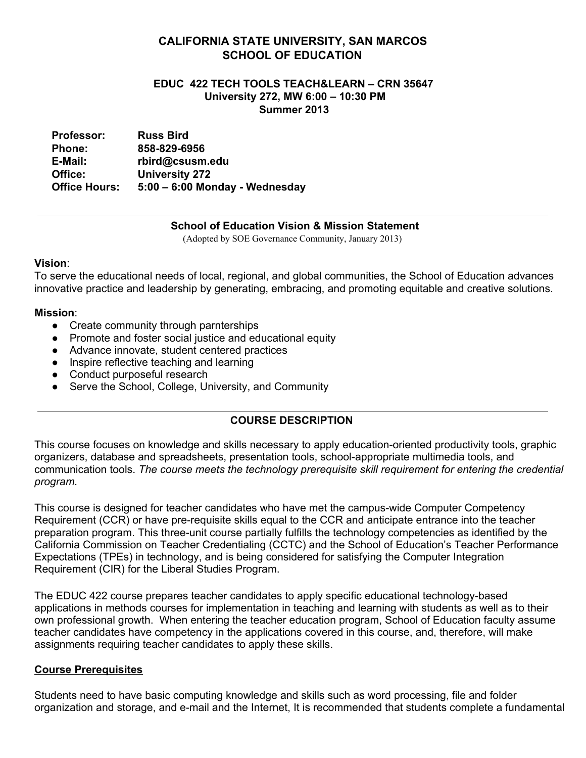# CALIFORNIA STATE UNIVERSITY, SAN MARCOS
# SCHOOL OF EDUCATION

### EDUC 422 TECH TOOLS TEACH&LEARN – CRN 35647
### University 272, MW 6:00 – 10:30 PM
### Summer 2013

| | |
|---|---|
| **Professor:** | **Russ Bird** |
| **Phone:** | **858-829-6956** |
| **E-Mail:** | **rbird@csusm.edu** |
| **Office:** | **University 272** |
| **Office Hours:** | **5:00 – 6:00 Monday - Wednesday** |

---

**School of Education Vision & Mission Statement**
(Adopted by SOE Governance Community, January 2013)

**Vision**:
To serve the educational needs of local, regional, and global communities, the School of Education advances innovative practice and leadership by generating, embracing, and promoting equitable and creative solutions.

**Mission**:
- Create community through parnterships
- Promote and foster social justice and educational equity
- Advance innovate, student centered practices
- Inspire reflective teaching and learning
- Conduct purposeful research
- Serve the School, College, University, and Community

---

## COURSE DESCRIPTION

This course focuses on knowledge and skills necessary to apply education-oriented productivity tools, graphic organizers, database and spreadsheets, presentation tools, school-appropriate multimedia tools, and communication tools. *The course meets the technology prerequisite skill requirement for entering the credential program.*

This course is designed for teacher candidates who have met the campus-wide Computer Competency Requirement (CCR) or have pre-requisite skills equal to the CCR and anticipate entrance into the teacher preparation program. This three-unit course partially fulfills the technology competencies as identified by the California Commission on Teacher Credentialing (CCTC) and the School of Education's Teacher Performance Expectations (TPEs) in technology, and is being considered for satisfying the Computer Integration Requirement (CIR) for the Liberal Studies Program.

The EDUC 422 course prepares teacher candidates to apply specific educational technology-based applications in methods courses for implementation in teaching and learning with students as well as to their own professional growth. When entering the teacher education program, School of Education faculty assume teacher candidates have competency in the applications covered in this course, and, therefore, will make assignments requiring teacher candidates to apply these skills.

**<u>Course Prerequisites</u>**

Students need to have basic computing knowledge and skills such as word processing, file and folder organization and storage, and e-mail and the Internet, It is recommended that students complete a fundamental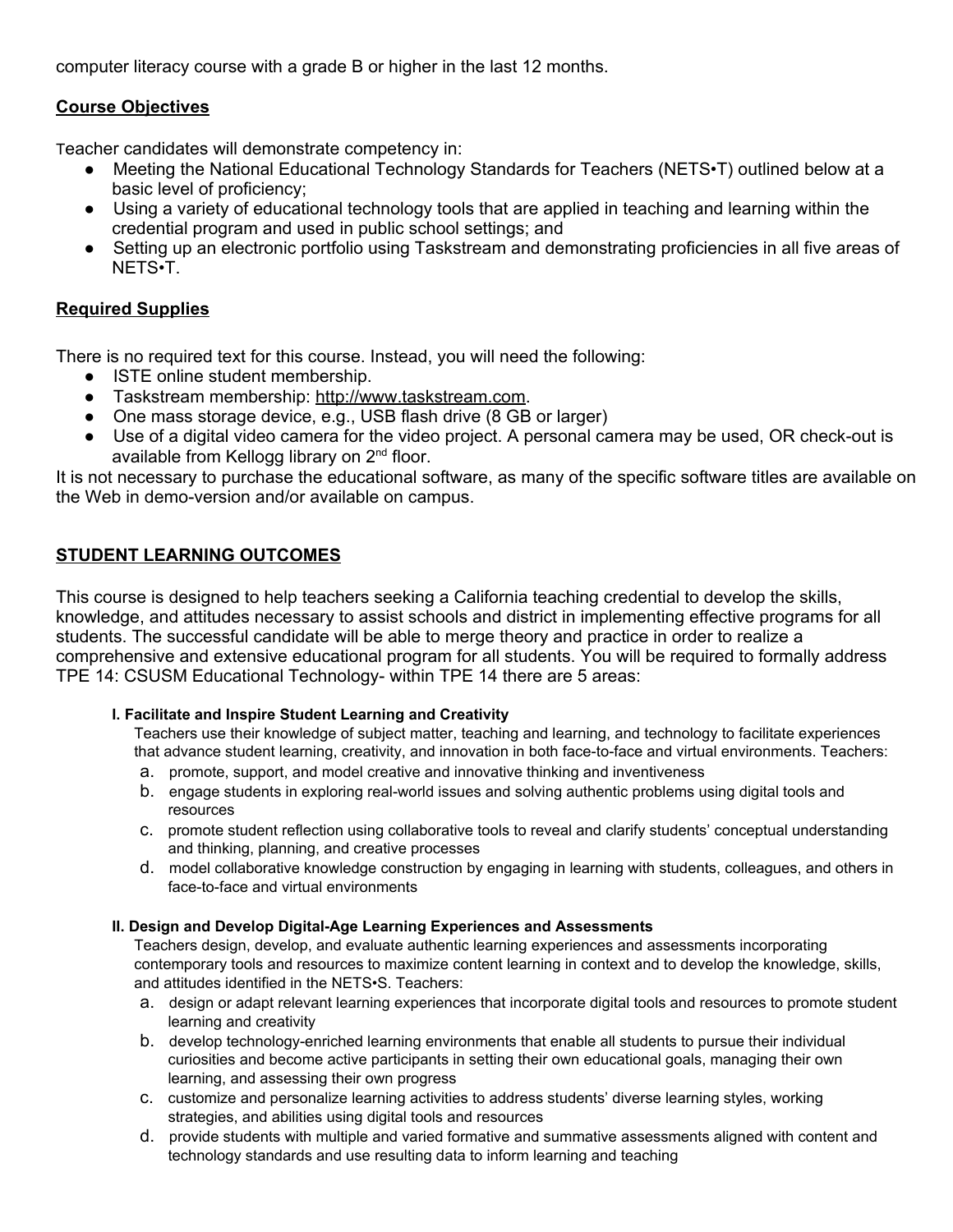computer literacy course with a grade B or higher in the last 12 months.

## Course Objectives

Teacher candidates will demonstrate competency in:

- Meeting the National Educational Technology Standards for Teachers (NETS•T) outlined below at a basic level of proficiency;
- Using a variety of educational technology tools that are applied in teaching and learning within the credential program and used in public school settings; and
- Setting up an electronic portfolio using Taskstream and demonstrating proficiencies in all five areas of NETS•T.

## Required Supplies

There is no required text for this course. Instead, you will need the following:

- ISTE online student membership.
- Taskstream membership: http://www.taskstream.com.
- One mass storage device, e.g., USB flash drive (8 GB or larger)
- Use of a digital video camera for the video project. A personal camera may be used, OR check-out is available from Kellogg library on 2nd floor.

It is not necessary to purchase the educational software, as many of the specific software titles are available on the Web in demo-version and/or available on campus.

## STUDENT LEARNING OUTCOMES

This course is designed to help teachers seeking a California teaching credential to develop the skills, knowledge, and attitudes necessary to assist schools and district in implementing effective programs for all students. The successful candidate will be able to merge theory and practice in order to realize a comprehensive and extensive educational program for all students. You will be required to formally address TPE 14: CSUSM Educational Technology- within TPE 14 there are 5 areas:

### I. Facilitate and Inspire Student Learning and Creativity

Teachers use their knowledge of subject matter, teaching and learning, and technology to facilitate experiences that advance student learning, creativity, and innovation in both face-to-face and virtual environments. Teachers:

a. promote, support, and model creative and innovative thinking and inventiveness
b. engage students in exploring real-world issues and solving authentic problems using digital tools and resources
c. promote student reflection using collaborative tools to reveal and clarify students' conceptual understanding and thinking, planning, and creative processes
d. model collaborative knowledge construction by engaging in learning with students, colleagues, and others in face-to-face and virtual environments

### II. Design and Develop Digital-Age Learning Experiences and Assessments

Teachers design, develop, and evaluate authentic learning experiences and assessments incorporating contemporary tools and resources to maximize content learning in context and to develop the knowledge, skills, and attitudes identified in the NETS•S. Teachers:

a. design or adapt relevant learning experiences that incorporate digital tools and resources to promote student learning and creativity
b. develop technology-enriched learning environments that enable all students to pursue their individual curiosities and become active participants in setting their own educational goals, managing their own learning, and assessing their own progress
c. customize and personalize learning activities to address students' diverse learning styles, working strategies, and abilities using digital tools and resources
d. provide students with multiple and varied formative and summative assessments aligned with content and technology standards and use resulting data to inform learning and teaching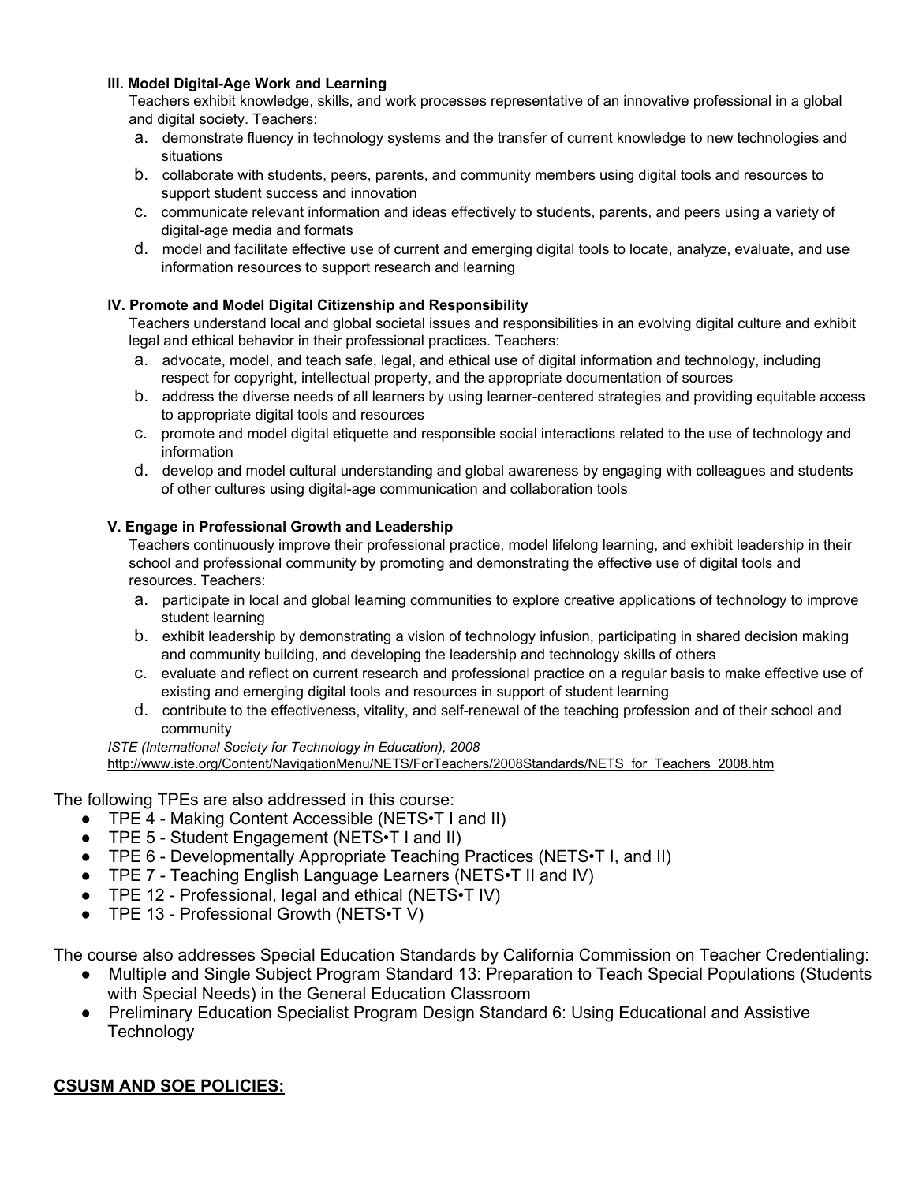**III. Model Digital-Age Work and Learning**

Teachers exhibit knowledge, skills, and work processes representative of an innovative professional in a global and digital society. Teachers:

a. demonstrate fluency in technology systems and the transfer of current knowledge to new technologies and situations
b. collaborate with students, peers, parents, and community members using digital tools and resources to support student success and innovation
c. communicate relevant information and ideas effectively to students, parents, and peers using a variety of digital-age media and formats
d. model and facilitate effective use of current and emerging digital tools to locate, analyze, evaluate, and use information resources to support research and learning

**IV. Promote and Model Digital Citizenship and Responsibility**

Teachers understand local and global societal issues and responsibilities in an evolving digital culture and exhibit legal and ethical behavior in their professional practices. Teachers:

a. advocate, model, and teach safe, legal, and ethical use of digital information and technology, including respect for copyright, intellectual property, and the appropriate documentation of sources
b. address the diverse needs of all learners by using learner-centered strategies and providing equitable access to appropriate digital tools and resources
c. promote and model digital etiquette and responsible social interactions related to the use of technology and information
d. develop and model cultural understanding and global awareness by engaging with colleagues and students of other cultures using digital-age communication and collaboration tools

**V. Engage in Professional Growth and Leadership**

Teachers continuously improve their professional practice, model lifelong learning, and exhibit leadership in their school and professional community by promoting and demonstrating the effective use of digital tools and resources. Teachers:

a. participate in local and global learning communities to explore creative applications of technology to improve student learning
b. exhibit leadership by demonstrating a vision of technology infusion, participating in shared decision making and community building, and developing the leadership and technology skills of others
c. evaluate and reflect on current research and professional practice on a regular basis to make effective use of existing and emerging digital tools and resources in support of student learning
d. contribute to the effectiveness, vitality, and self-renewal of the teaching profession and of their school and community

*ISTE (International Society for Technology in Education), 2008*
http://www.iste.org/Content/NavigationMenu/NETS/ForTeachers/2008Standards/NETS_for_Teachers_2008.htm

The following TPEs are also addressed in this course:

- TPE 4 - Making Content Accessible (NETS•T I and II)
- TPE 5 - Student Engagement (NETS•T I and II)
- TPE 6 - Developmentally Appropriate Teaching Practices (NETS•T I, and II)
- TPE 7 - Teaching English Language Learners (NETS•T II and IV)
- TPE 12 - Professional, legal and ethical (NETS•T IV)
- TPE 13 - Professional Growth (NETS•T V)

The course also addresses Special Education Standards by California Commission on Teacher Credentialing:

- Multiple and Single Subject Program Standard 13: Preparation to Teach Special Populations (Students with Special Needs) in the General Education Classroom
- Preliminary Education Specialist Program Design Standard 6: Using Educational and Assistive Technology

## **CSUSM AND SOE POLICIES:**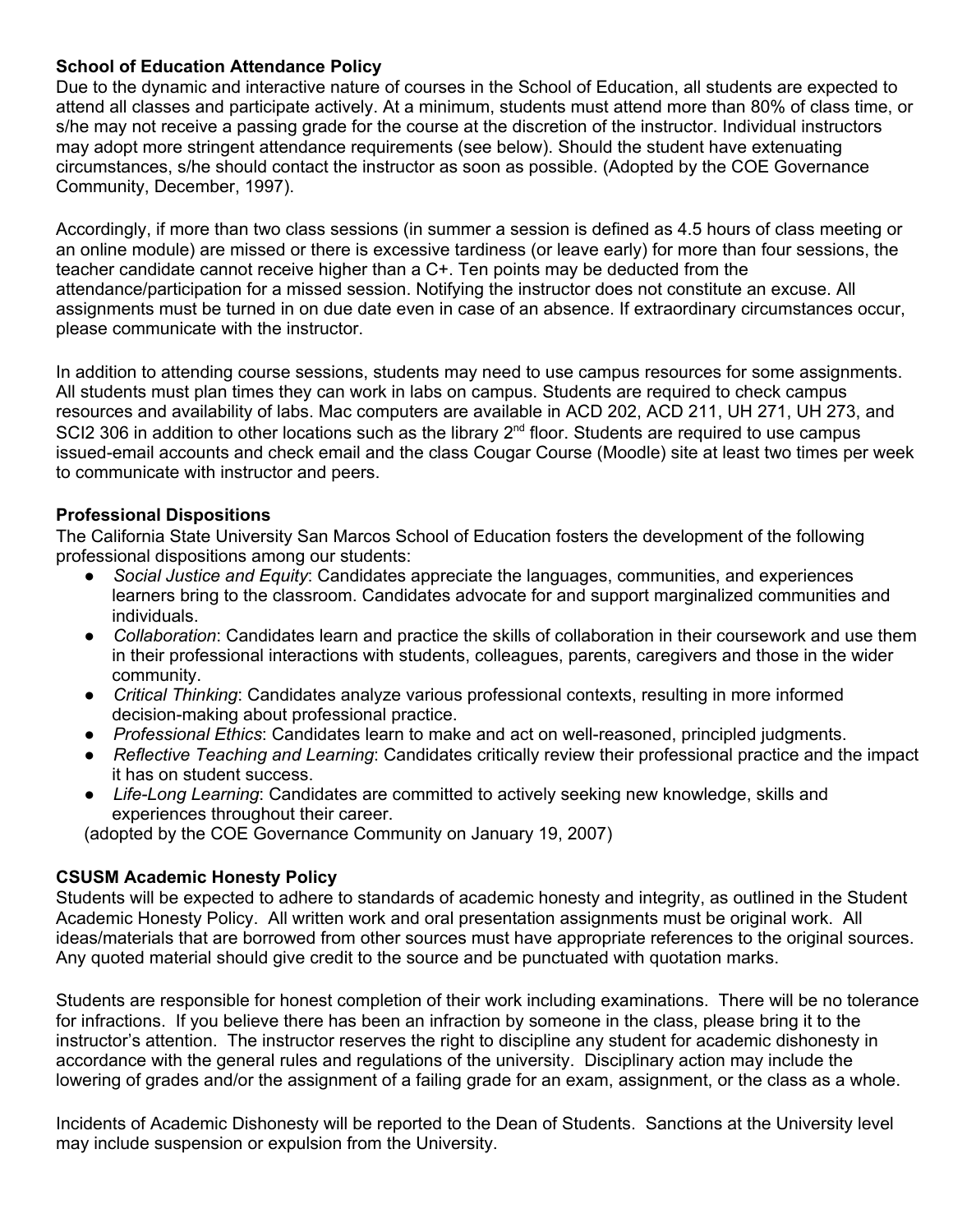**School of Education Attendance Policy**

Due to the dynamic and interactive nature of courses in the School of Education, all students are expected to attend all classes and participate actively. At a minimum, students must attend more than 80% of class time, or s/he may not receive a passing grade for the course at the discretion of the instructor. Individual instructors may adopt more stringent attendance requirements (see below). Should the student have extenuating circumstances, s/he should contact the instructor as soon as possible. (Adopted by the COE Governance Community, December, 1997).

Accordingly, if more than two class sessions (in summer a session is defined as 4.5 hours of class meeting or an online module) are missed or there is excessive tardiness (or leave early) for more than four sessions, the teacher candidate cannot receive higher than a C+. Ten points may be deducted from the attendance/participation for a missed session. Notifying the instructor does not constitute an excuse. All assignments must be turned in on due date even in case of an absence. If extraordinary circumstances occur, please communicate with the instructor.

In addition to attending course sessions, students may need to use campus resources for some assignments. All students must plan times they can work in labs on campus. Students are required to check campus resources and availability of labs. Mac computers are available in ACD 202, ACD 211, UH 271, UH 273, and SCI2 306 in addition to other locations such as the library 2nd floor. Students are required to use campus issued-email accounts and check email and the class Cougar Course (Moodle) site at least two times per week to communicate with instructor and peers.

**Professional Dispositions**

The California State University San Marcos School of Education fosters the development of the following professional dispositions among our students:

- *Social Justice and Equity*: Candidates appreciate the languages, communities, and experiences learners bring to the classroom. Candidates advocate for and support marginalized communities and individuals.
- *Collaboration*: Candidates learn and practice the skills of collaboration in their coursework and use them in their professional interactions with students, colleagues, parents, caregivers and those in the wider community.
- *Critical Thinking*: Candidates analyze various professional contexts, resulting in more informed decision-making about professional practice.
- *Professional Ethics*: Candidates learn to make and act on well-reasoned, principled judgments.
- *Reflective Teaching and Learning*: Candidates critically review their professional practice and the impact it has on student success.
- *Life-Long Learning*: Candidates are committed to actively seeking new knowledge, skills and experiences throughout their career.

(adopted by the COE Governance Community on January 19, 2007)

**CSUSM Academic Honesty Policy**

Students will be expected to adhere to standards of academic honesty and integrity, as outlined in the Student Academic Honesty Policy. All written work and oral presentation assignments must be original work. All ideas/materials that are borrowed from other sources must have appropriate references to the original sources. Any quoted material should give credit to the source and be punctuated with quotation marks.

Students are responsible for honest completion of their work including examinations. There will be no tolerance for infractions. If you believe there has been an infraction by someone in the class, please bring it to the instructor's attention. The instructor reserves the right to discipline any student for academic dishonesty in accordance with the general rules and regulations of the university. Disciplinary action may include the lowering of grades and/or the assignment of a failing grade for an exam, assignment, or the class as a whole.

Incidents of Academic Dishonesty will be reported to the Dean of Students. Sanctions at the University level may include suspension or expulsion from the University.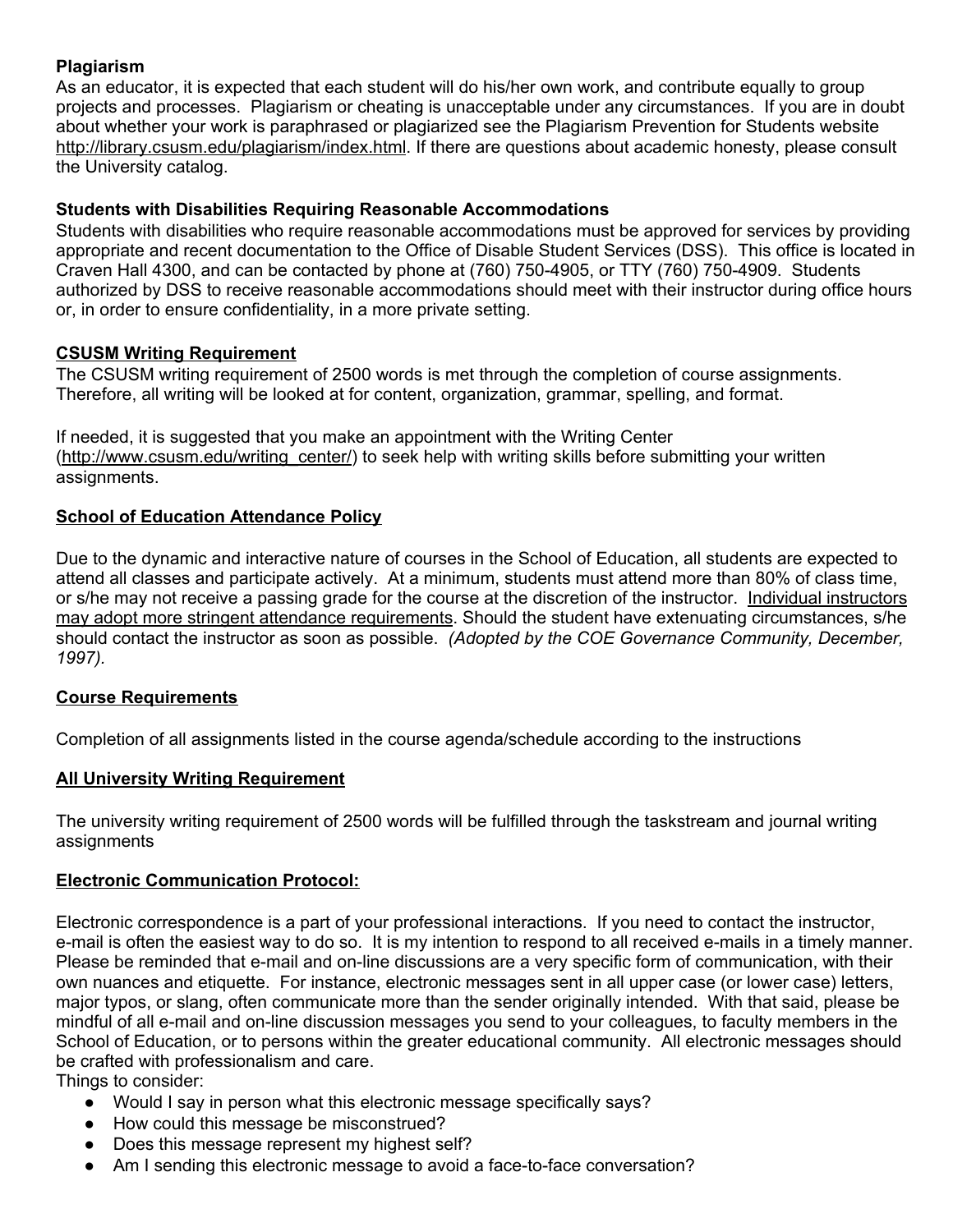**Plagiarism**

As an educator, it is expected that each student will do his/her own work, and contribute equally to group projects and processes. Plagiarism or cheating is unacceptable under any circumstances. If you are in doubt about whether your work is paraphrased or plagiarized see the Plagiarism Prevention for Students website http://library.csusm.edu/plagiarism/index.html. If there are questions about academic honesty, please consult the University catalog.

**Students with Disabilities Requiring Reasonable Accommodations**

Students with disabilities who require reasonable accommodations must be approved for services by providing appropriate and recent documentation to the Office of Disable Student Services (DSS). This office is located in Craven Hall 4300, and can be contacted by phone at (760) 750-4905, or TTY (760) 750-4909. Students authorized by DSS to receive reasonable accommodations should meet with their instructor during office hours or, in order to ensure confidentiality, in a more private setting.

**CSUSM Writing Requirement**

The CSUSM writing requirement of 2500 words is met through the completion of course assignments. Therefore, all writing will be looked at for content, organization, grammar, spelling, and format.

If needed, it is suggested that you make an appointment with the Writing Center (http://www.csusm.edu/writing_center/) to seek help with writing skills before submitting your written assignments.

**School of Education Attendance Policy**

Due to the dynamic and interactive nature of courses in the School of Education, all students are expected to attend all classes and participate actively. At a minimum, students must attend more than 80% of class time, or s/he may not receive a passing grade for the course at the discretion of the instructor. Individual instructors may adopt more stringent attendance requirements. Should the student have extenuating circumstances, s/he should contact the instructor as soon as possible. *(Adopted by the COE Governance Community, December, 1997).*

**Course Requirements**

Completion of all assignments listed in the course agenda/schedule according to the instructions

**All University Writing Requirement**

The university writing requirement of 2500 words will be fulfilled through the taskstream and journal writing assignments

**Electronic Communication Protocol:**

Electronic correspondence is a part of your professional interactions. If you need to contact the instructor, e-mail is often the easiest way to do so. It is my intention to respond to all received e-mails in a timely manner. Please be reminded that e-mail and on-line discussions are a very specific form of communication, with their own nuances and etiquette. For instance, electronic messages sent in all upper case (or lower case) letters, major typos, or slang, often communicate more than the sender originally intended. With that said, please be mindful of all e-mail and on-line discussion messages you send to your colleagues, to faculty members in the School of Education, or to persons within the greater educational community. All electronic messages should be crafted with professionalism and care.

Things to consider:

- Would I say in person what this electronic message specifically says?
- How could this message be misconstrued?
- Does this message represent my highest self?
- Am I sending this electronic message to avoid a face-to-face conversation?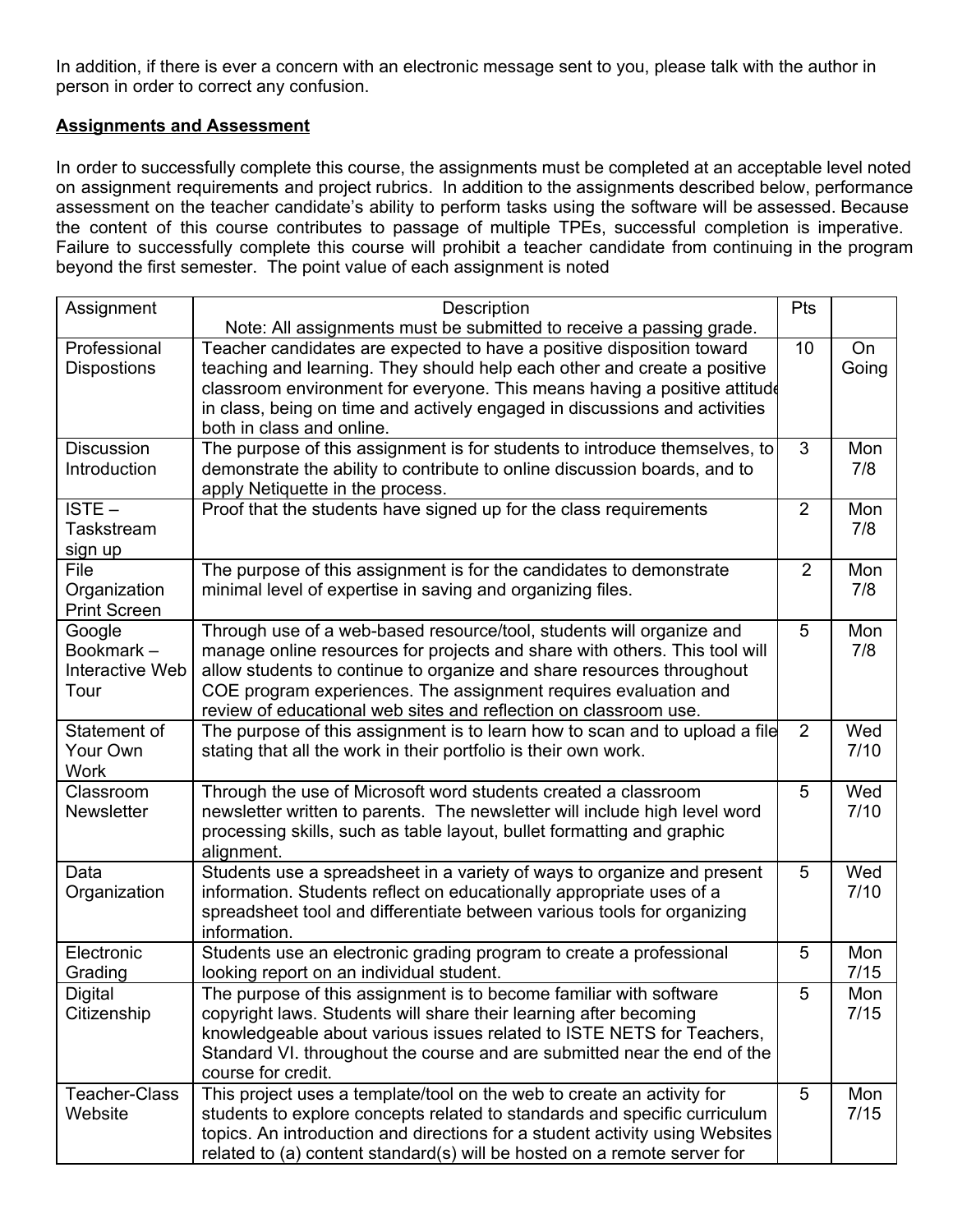In addition, if there is ever a concern with an electronic message sent to you, please talk with the author in person in order to correct any confusion.

**Assignments and Assessment**

In order to successfully complete this course, the assignments must be completed at an acceptable level noted on assignment requirements and project rubrics. In addition to the assignments described below, performance assessment on the teacher candidate's ability to perform tasks using the software will be assessed. Because the content of this course contributes to passage of multiple TPEs, successful completion is imperative. Failure to successfully complete this course will prohibit a teacher candidate from continuing in the program beyond the first semester. The point value of each assignment is noted

| Assignment | Description<br>Note: All assignments must be submitted to receive a passing grade. | Pts | |
|---|---|---|---|
| Professional Dispostions | Teacher candidates are expected to have a positive disposition toward teaching and learning. They should help each other and create a positive classroom environment for everyone. This means having a positive attitude in class, being on time and actively engaged in discussions and activities both in class and online. | 10 | On Going |
| Discussion Introduction | The purpose of this assignment is for students to introduce themselves, to demonstrate the ability to contribute to online discussion boards, and to apply Netiquette in the process. | 3 | Mon 7/8 |
| ISTE – Taskstream sign up | Proof that the students have signed up for the class requirements | 2 | Mon 7/8 |
| File Organization Print Screen | The purpose of this assignment is for the candidates to demonstrate minimal level of expertise in saving and organizing files. | 2 | Mon 7/8 |
| Google Bookmark – Interactive Web Tour | Through use of a web-based resource/tool, students will organize and manage online resources for projects and share with others. This tool will allow students to continue to organize and share resources throughout COE program experiences. The assignment requires evaluation and review of educational web sites and reflection on classroom use. | 5 | Mon 7/8 |
| Statement of Your Own Work | The purpose of this assignment is to learn how to scan and to upload a file stating that all the work in their portfolio is their own work. | 2 | Wed 7/10 |
| Classroom Newsletter | Through the use of Microsoft word students created a classroom newsletter written to parents. The newsletter will include high level word processing skills, such as table layout, bullet formatting and graphic alignment. | 5 | Wed 7/10 |
| Data Organization | Students use a spreadsheet in a variety of ways to organize and present information. Students reflect on educationally appropriate uses of a spreadsheet tool and differentiate between various tools for organizing information. | 5 | Wed 7/10 |
| Electronic Grading | Students use an electronic grading program to create a professional looking report on an individual student. | 5 | Mon 7/15 |
| Digital Citizenship | The purpose of this assignment is to become familiar with software copyright laws. Students will share their learning after becoming knowledgeable about various issues related to ISTE NETS for Teachers, Standard VI. throughout the course and are submitted near the end of the course for credit. | 5 | Mon 7/15 |
| Teacher-Class Website | This project uses a template/tool on the web to create an activity for students to explore concepts related to standards and specific curriculum topics. An introduction and directions for a student activity using Websites related to (a) content standard(s) will be hosted on a remote server for | 5 | Mon 7/15 |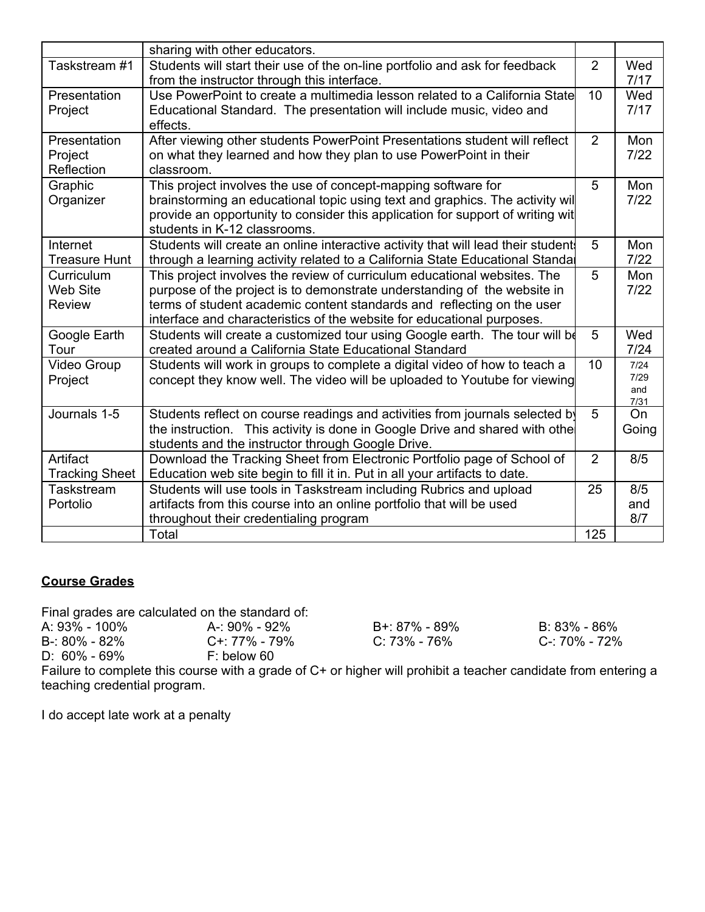| | | | |
|---|---|---|---|
| | sharing with other educators. | | |
| Taskstream #1 | Students will start their use of the on-line portfolio and ask for feedback from the instructor through this interface. | 2 | Wed 7/17 |
| Presentation Project | Use PowerPoint to create a multimedia lesson related to a California State Educational Standard. The presentation will include music, video and effects. | 10 | Wed 7/17 |
| Presentation Project Reflection | After viewing other students PowerPoint Presentations student will reflect on what they learned and how they plan to use PowerPoint in their classroom. | 2 | Mon 7/22 |
| Graphic Organizer | This project involves the use of concept-mapping software for brainstorming an educational topic using text and graphics. The activity wil provide an opportunity to consider this application for support of writing wit students in K-12 classrooms. | 5 | Mon 7/22 |
| Internet Treasure Hunt | Students will create an online interactive activity that will lead their student through a learning activity related to a California State Educational Standa | 5 | Mon 7/22 |
| Curriculum Web Site Review | This project involves the review of curriculum educational websites. The purpose of the project is to demonstrate understanding of the website in terms of student academic content standards and reflecting on the user interface and characteristics of the website for educational purposes. | 5 | Mon 7/22 |
| Google Earth Tour | Students will create a customized tour using Google earth. The tour will b created around a California State Educational Standard | 5 | Wed 7/24 |
| Video Group Project | Students will work in groups to complete a digital video of how to teach a concept they know well. The video will be uploaded to Youtube for viewing | 10 | 7/24 7/29 and 7/31 |
| Journals 1-5 | Students reflect on course readings and activities from journals selected b the instruction. This activity is done in Google Drive and shared with othe students and the instructor through Google Drive. | 5 | On Going |
| Artifact Tracking Sheet | Download the Tracking Sheet from Electronic Portfolio page of School of Education web site begin to fill it in. Put in all your artifacts to date. | 2 | 8/5 |
| Taskstream Portolio | Students will use tools in Taskstream including Rubrics and upload artifacts from this course into an online portfolio that will be used throughout their credentialing program | 25 | 8/5 and 8/7 |
| | Total | 125 | |

## Course Grades

Final grades are calculated on the standard of:

| | | | |
|---|---|---|---|
| A: 93% - 100% | A-: 90% - 92% | B+: 87% - 89% | B: 83% - 86% |
| B-: 80% - 82% | C+: 77% - 79% | C: 73% - 76% | C-: 70% - 72% |
| D: 60% - 69% | F: below 60 | | |

Failure to complete this course with a grade of C+ or higher will prohibit a teacher candidate from entering a teaching credential program.

I do accept late work at a penalty